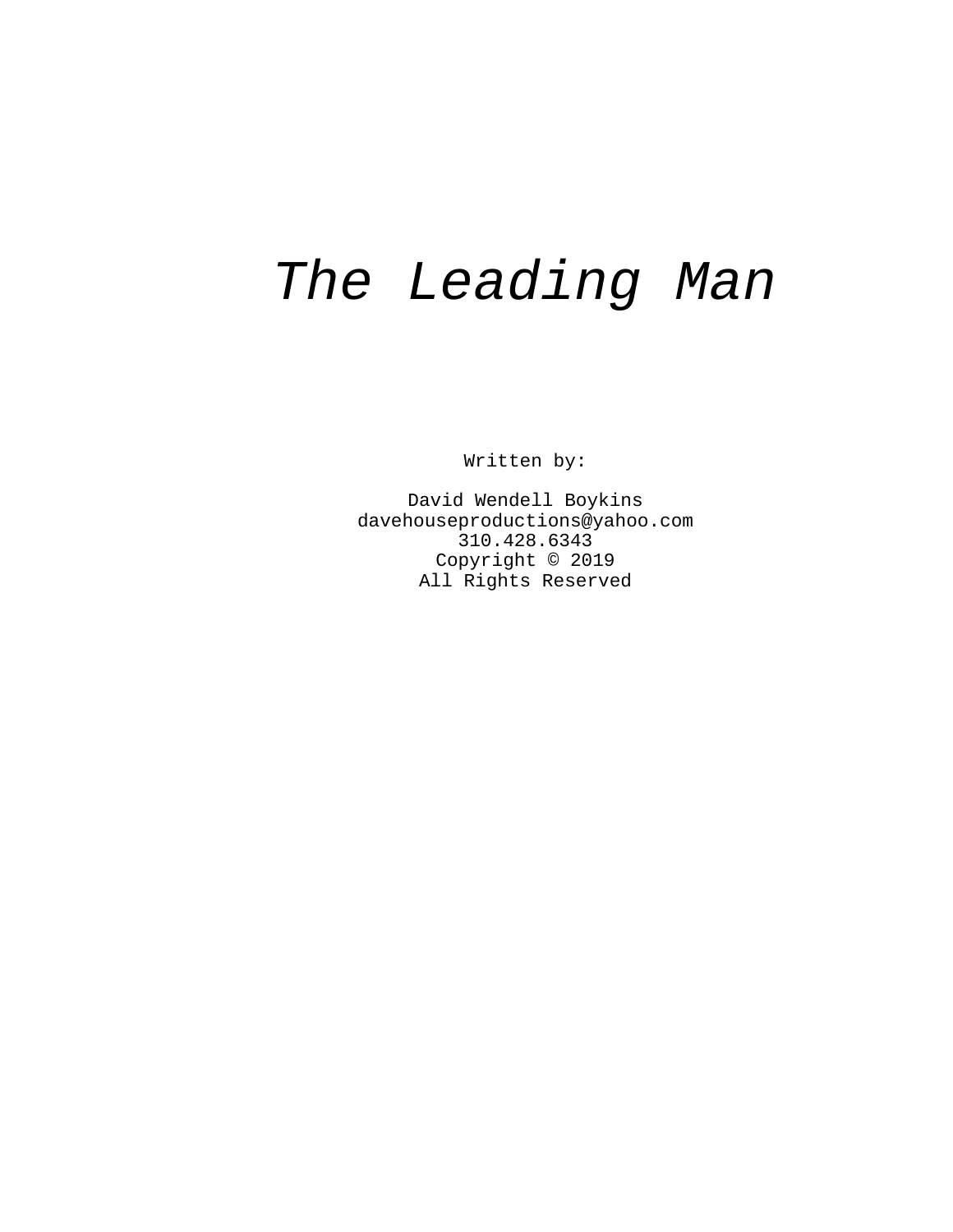# *The Leading Man*

Written by:

David Wendell Boykins  
davehouseproductions@yahoo.com  
310.428.6343  
Copyright © 2019  
All Rights Reserved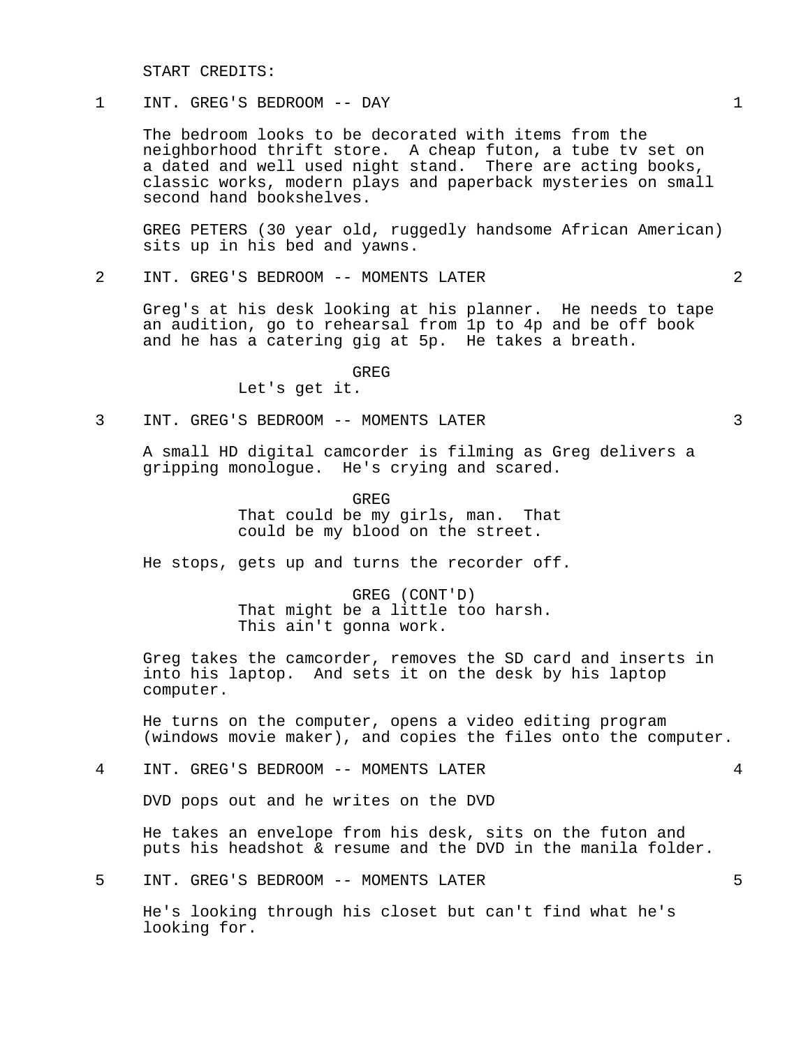START CREDITS:

1 INT. GREG'S BEDROOM -- DAY 1

The bedroom looks to be decorated with items from the neighborhood thrift store. A cheap futon, a tube tv set on a dated and well used night stand. There are acting books, classic works, modern plays and paperback mysteries on small second hand bookshelves.

GREG PETERS (30 year old, ruggedly handsome African American) sits up in his bed and yawns.

2 INT. GREG'S BEDROOM -- MOMENTS LATER 2

Greg's at his desk looking at his planner. He needs to tape an audition, go to rehearsal from 1p to 4p and be off book and he has a catering gig at 5p. He takes a breath.

GREG
Let's get it.

3 INT. GREG'S BEDROOM -- MOMENTS LATER 3

A small HD digital camcorder is filming as Greg delivers a gripping monologue. He's crying and scared.

GREG
That could be my girls, man. That could be my blood on the street.

He stops, gets up and turns the recorder off.

GREG (CONT'D)
That might be a little too harsh. This ain't gonna work.

Greg takes the camcorder, removes the SD card and inserts in into his laptop. And sets it on the desk by his laptop computer.

He turns on the computer, opens a video editing program (windows movie maker), and copies the files onto the computer.

4 INT. GREG'S BEDROOM -- MOMENTS LATER 4

DVD pops out and he writes on the DVD

He takes an envelope from his desk, sits on the futon and puts his headshot & resume and the DVD in the manila folder.

5 INT. GREG'S BEDROOM -- MOMENTS LATER 5

He's looking through his closet but can't find what he's looking for.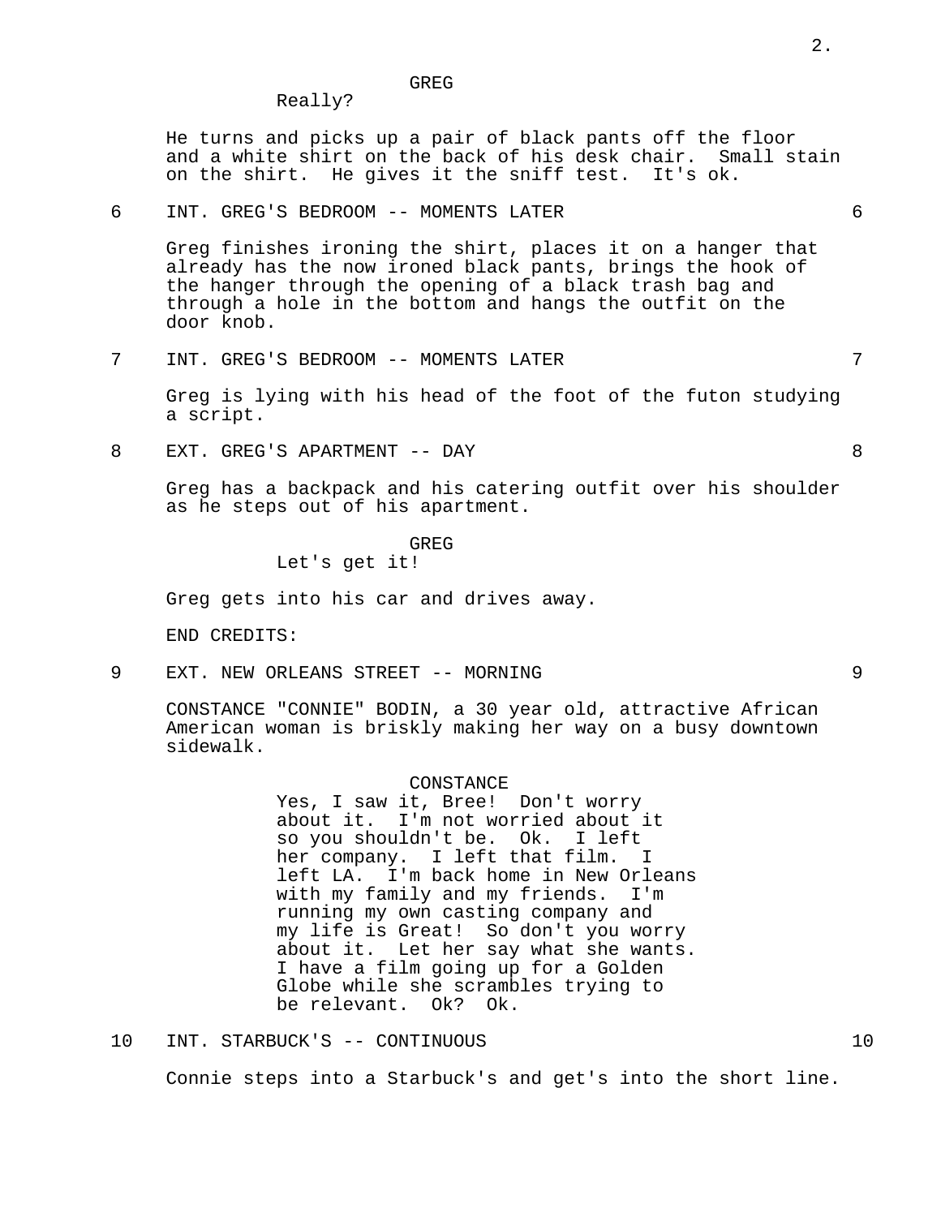GREG

Really?

He turns and picks up a pair of black pants off the floor and a white shirt on the back of his desk chair. Small stain on the shirt. He gives it the sniff test. It's ok.

6 INT. GREG'S BEDROOM -- MOMENTS LATER 6

Greg finishes ironing the shirt, places it on a hanger that already has the now ironed black pants, brings the hook of the hanger through the opening of a black trash bag and through a hole in the bottom and hangs the outfit on the door knob.

7 INT. GREG'S BEDROOM -- MOMENTS LATER 7

Greg is lying with his head of the foot of the futon studying a script.

8 EXT. GREG'S APARTMENT -- DAY 8

Greg has a backpack and his catering outfit over his shoulder as he steps out of his apartment.

GREG

Let's get it!

Greg gets into his car and drives away.

END CREDITS:

9 EXT. NEW ORLEANS STREET -- MORNING 9

CONSTANCE "CONNIE" BODIN, a 30 year old, attractive African American woman is briskly making her way on a busy downtown sidewalk.

CONSTANCE

Yes, I saw it, Bree! Don't worry about it. I'm not worried about it so you shouldn't be. Ok. I left her company. I left that film. I left LA. I'm back home in New Orleans with my family and my friends. I'm running my own casting company and my life is Great! So don't you worry about it. Let her say what she wants. I have a film going up for a Golden Globe while she scrambles trying to be relevant. Ok? Ok.

10 INT. STARBUCK'S -- CONTINUOUS 10

Connie steps into a Starbuck's and get's into the short line.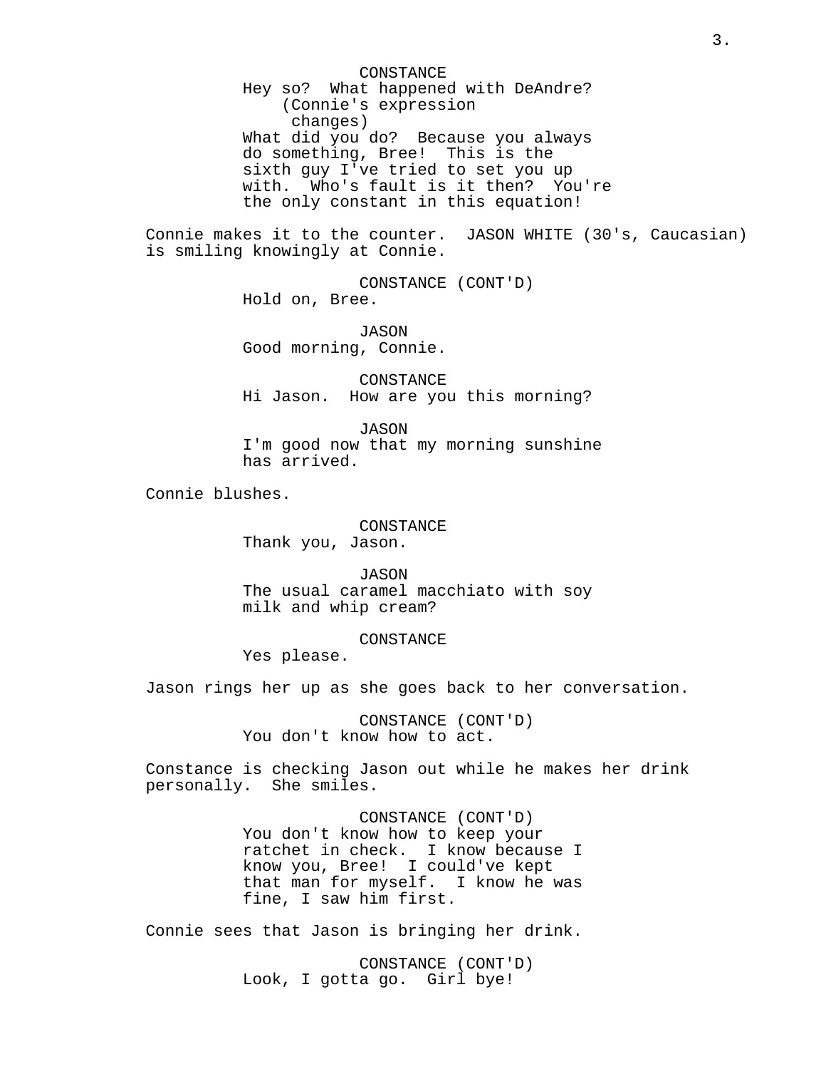CONSTANCE
Hey so? What happened with DeAndre?
(Connie's expression changes)
What did you do? Because you always do something, Bree! This is the sixth guy I've tried to set you up with. Who's fault is it then? You're the only constant in this equation!

Connie makes it to the counter. JASON WHITE (30's, Caucasian) is smiling knowingly at Connie.

CONSTANCE (CONT'D)
Hold on, Bree.

JASON
Good morning, Connie.

CONSTANCE
Hi Jason. How are you this morning?

JASON
I'm good now that my morning sunshine has arrived.

Connie blushes.

CONSTANCE
Thank you, Jason.

JASON
The usual caramel macchiato with soy milk and whip cream?

CONSTANCE
Yes please.

Jason rings her up as she goes back to her conversation.

CONSTANCE (CONT'D)
You don't know how to act.

Constance is checking Jason out while he makes her drink personally. She smiles.

CONSTANCE (CONT'D)
You don't know how to keep your ratchet in check. I know because I know you, Bree! I could've kept that man for myself. I know he was fine, I saw him first.

Connie sees that Jason is bringing her drink.

CONSTANCE (CONT'D)
Look, I gotta go. Girl bye!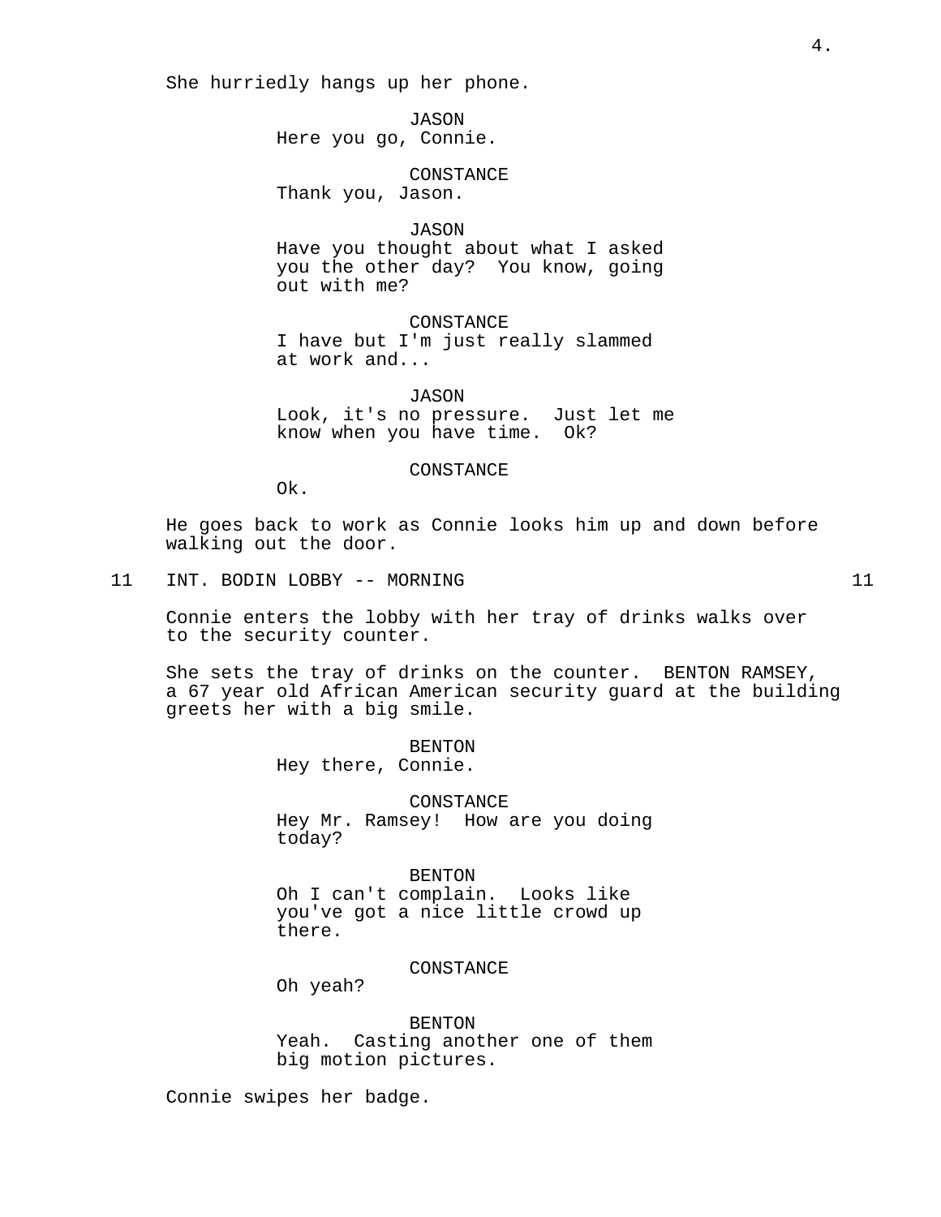She hurriedly hangs up her phone.

JASON
Here you go, Connie.

CONSTANCE
Thank you, Jason.

JASON
Have you thought about what I asked you the other day? You know, going out with me?

CONSTANCE
I have but I'm just really slammed at work and...

JASON
Look, it's no pressure. Just let me know when you have time. Ok?

CONSTANCE
Ok.

He goes back to work as Connie looks him up and down before walking out the door.

11 INT. BODIN LOBBY -- MORNING 11

Connie enters the lobby with her tray of drinks walks over to the security counter.

She sets the tray of drinks on the counter. BENTON RAMSEY, a 67 year old African American security guard at the building greets her with a big smile.

BENTON
Hey there, Connie.

CONSTANCE
Hey Mr. Ramsey! How are you doing today?

BENTON
Oh I can't complain. Looks like you've got a nice little crowd up there.

CONSTANCE
Oh yeah?

BENTON
Yeah. Casting another one of them big motion pictures.

Connie swipes her badge.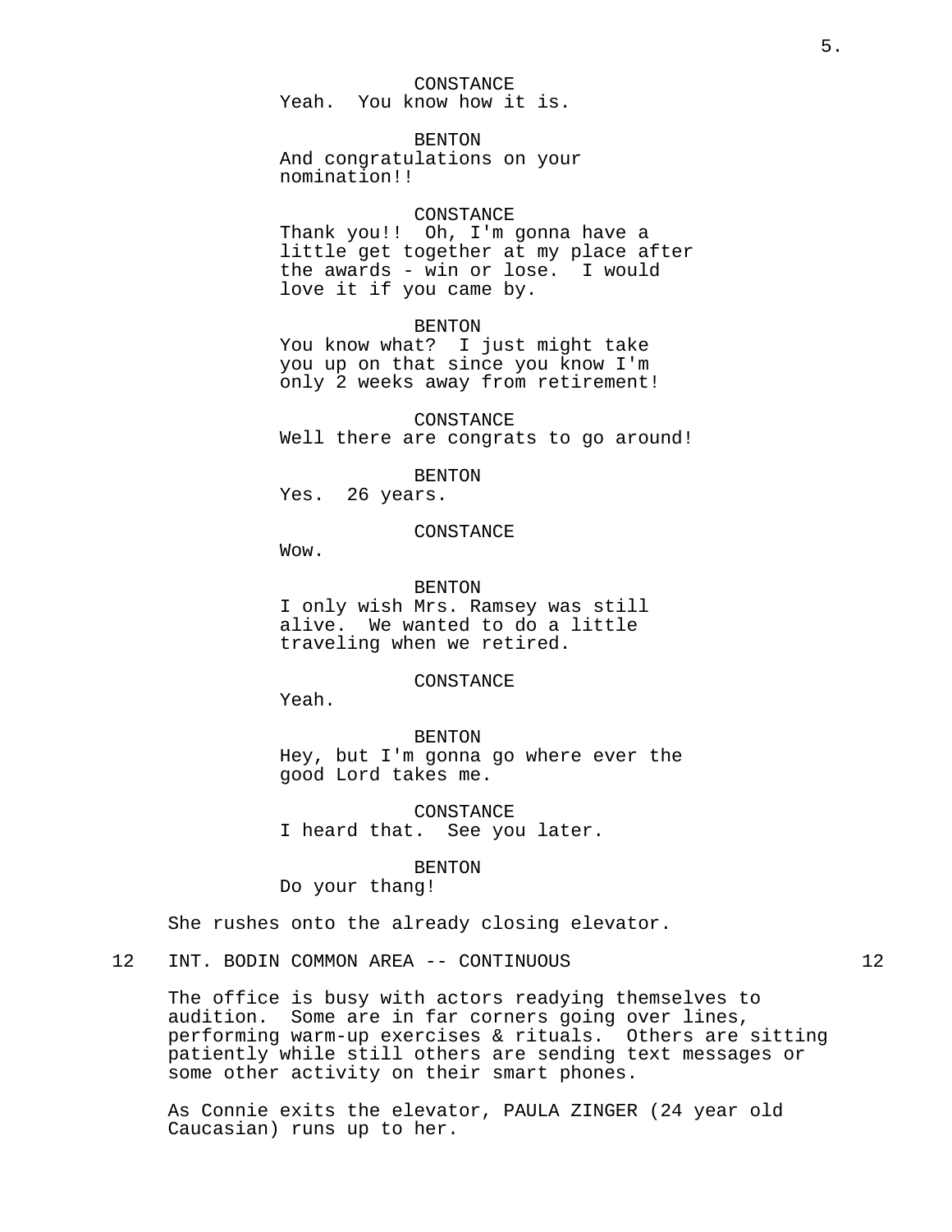CONSTANCE
Yeah.  You know how it is.

BENTON
And congratulations on your nomination!!

CONSTANCE
Thank you!!  Oh, I'm gonna have a little get together at my place after the awards - win or lose.  I would love it if you came by.

BENTON
You know what?  I just might take you up on that since you know I'm only 2 weeks away from retirement!

CONSTANCE
Well there are congrats to go around!

BENTON
Yes.  26 years.

CONSTANCE
Wow.

BENTON
I only wish Mrs. Ramsey was still alive.  We wanted to do a little traveling when we retired.

CONSTANCE
Yeah.

BENTON
Hey, but I'm gonna go where ever the good Lord takes me.

CONSTANCE
I heard that.  See you later.

BENTON
Do your thang!

She rushes onto the already closing elevator.

12 INT. BODIN COMMON AREA -- CONTINUOUS 12

The office is busy with actors readying themselves to audition.  Some are in far corners going over lines, performing warm-up exercises & rituals.  Others are sitting patiently while still others are sending text messages or some other activity on their smart phones.

As Connie exits the elevator, PAULA ZINGER (24 year old Caucasian) runs up to her.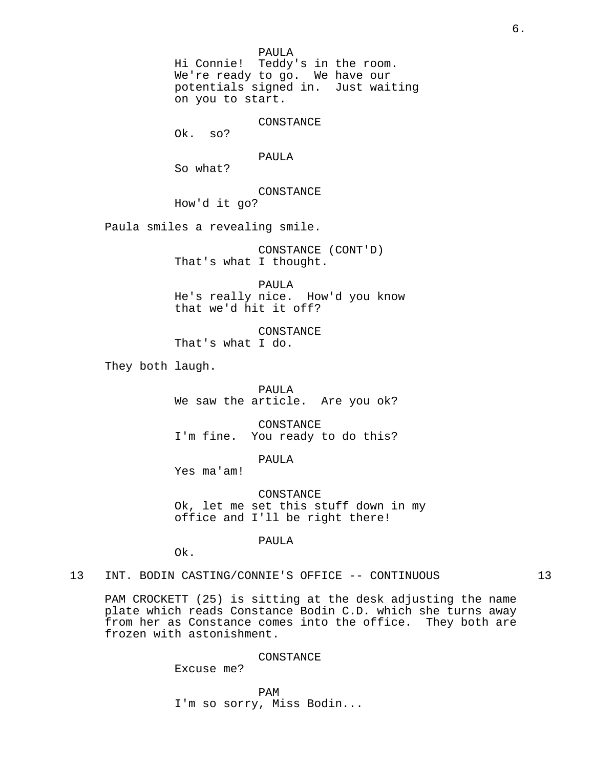PAULA
Hi Connie!  Teddy's in the room. We're ready to go.  We have our potentials signed in.  Just waiting on you to start.

CONSTANCE
Ok.  so?

PAULA
So what?

CONSTANCE
How'd it go?

Paula smiles a revealing smile.

CONSTANCE (CONT'D)
That's what I thought.

PAULA
He's really nice.  How'd you know that we'd hit it off?

CONSTANCE
That's what I do.

They both laugh.

PAULA
We saw the article.  Are you ok?

CONSTANCE
I'm fine.  You ready to do this?

PAULA
Yes ma'am!

CONSTANCE
Ok, let me set this stuff down in my office and I'll be right there!

PAULA
Ok.

13 INT. BODIN CASTING/CONNIE'S OFFICE -- CONTINUOUS 13

PAM CROCKETT (25) is sitting at the desk adjusting the name plate which reads Constance Bodin C.D. which she turns away from her as Constance comes into the office.  They both are frozen with astonishment.

CONSTANCE
Excuse me?

PAM
I'm so sorry, Miss Bodin...